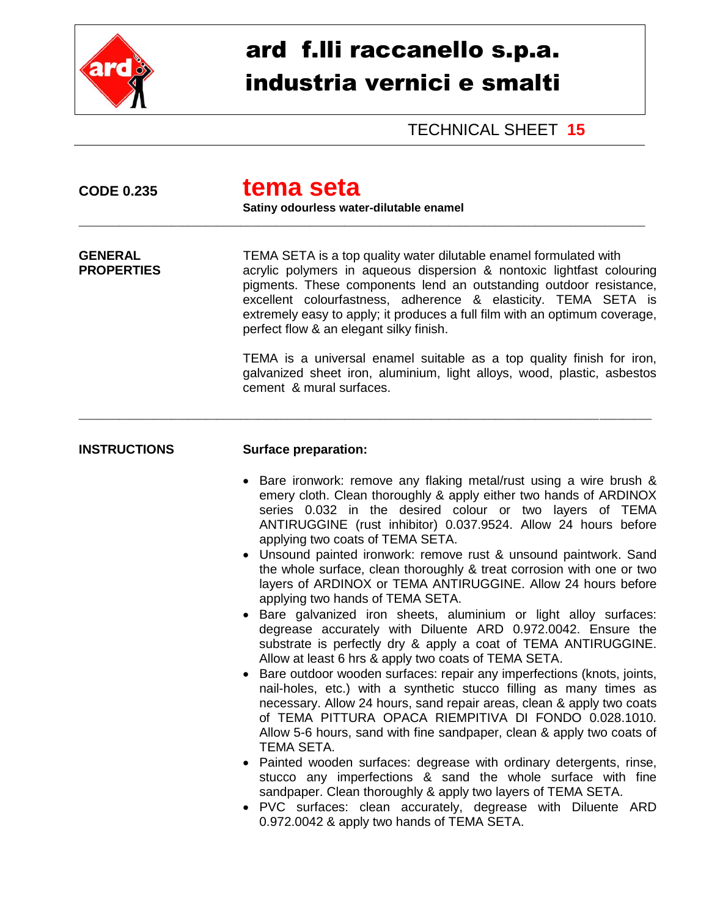# ard f.lli raccanello s.p.a.
# industria vernici e smalti

TECHNICAL SHEET **15**

**CODE 0.235**

## tema seta

**Satiny odourless water-dilutable enamel**

---

**GENERAL PROPERTIES**

TEMA SETA is a top quality water dilutable enamel formulated with acrylic polymers in aqueous dispersion & nontoxic lightfast colouring pigments. These components lend an outstanding outdoor resistance, excellent colourfastness, adherence & elasticity. TEMA SETA is extremely easy to apply; it produces a full film with an optimum coverage, perfect flow & an elegant silky finish.

TEMA is a universal enamel suitable as a top quality finish for iron, galvanized sheet iron, aluminium, light alloys, wood, plastic, asbestos cement & mural surfaces.

---

**INSTRUCTIONS**

**Surface preparation:**

- Bare ironwork: remove any flaking metal/rust using a wire brush & emery cloth. Clean thoroughly & apply either two hands of ARDINOX series 0.032 in the desired colour or two layers of TEMA ANTIRUGGINE (rust inhibitor) 0.037.9524. Allow 24 hours before applying two coats of TEMA SETA.
- Unsound painted ironwork: remove rust & unsound paintwork. Sand the whole surface, clean thoroughly & treat corrosion with one or two layers of ARDINOX or TEMA ANTIRUGGINE. Allow 24 hours before applying two hands of TEMA SETA.
- Bare galvanized iron sheets, aluminium or light alloy surfaces: degrease accurately with Diluente ARD 0.972.0042. Ensure the substrate is perfectly dry & apply a coat of TEMA ANTIRUGGINE. Allow at least 6 hrs & apply two coats of TEMA SETA.
- Bare outdoor wooden surfaces: repair any imperfections (knots, joints, nail-holes, etc.) with a synthetic stucco filling as many times as necessary. Allow 24 hours, sand repair areas, clean & apply two coats of TEMA PITTURA OPACA RIEMPITIVA DI FONDO 0.028.1010. Allow 5-6 hours, sand with fine sandpaper, clean & apply two coats of TEMA SETA.
- Painted wooden surfaces: degrease with ordinary detergents, rinse, stucco any imperfections & sand the whole surface with fine sandpaper. Clean thoroughly & apply two layers of TEMA SETA.
- PVC surfaces: clean accurately, degrease with Diluente ARD 0.972.0042 & apply two hands of TEMA SETA.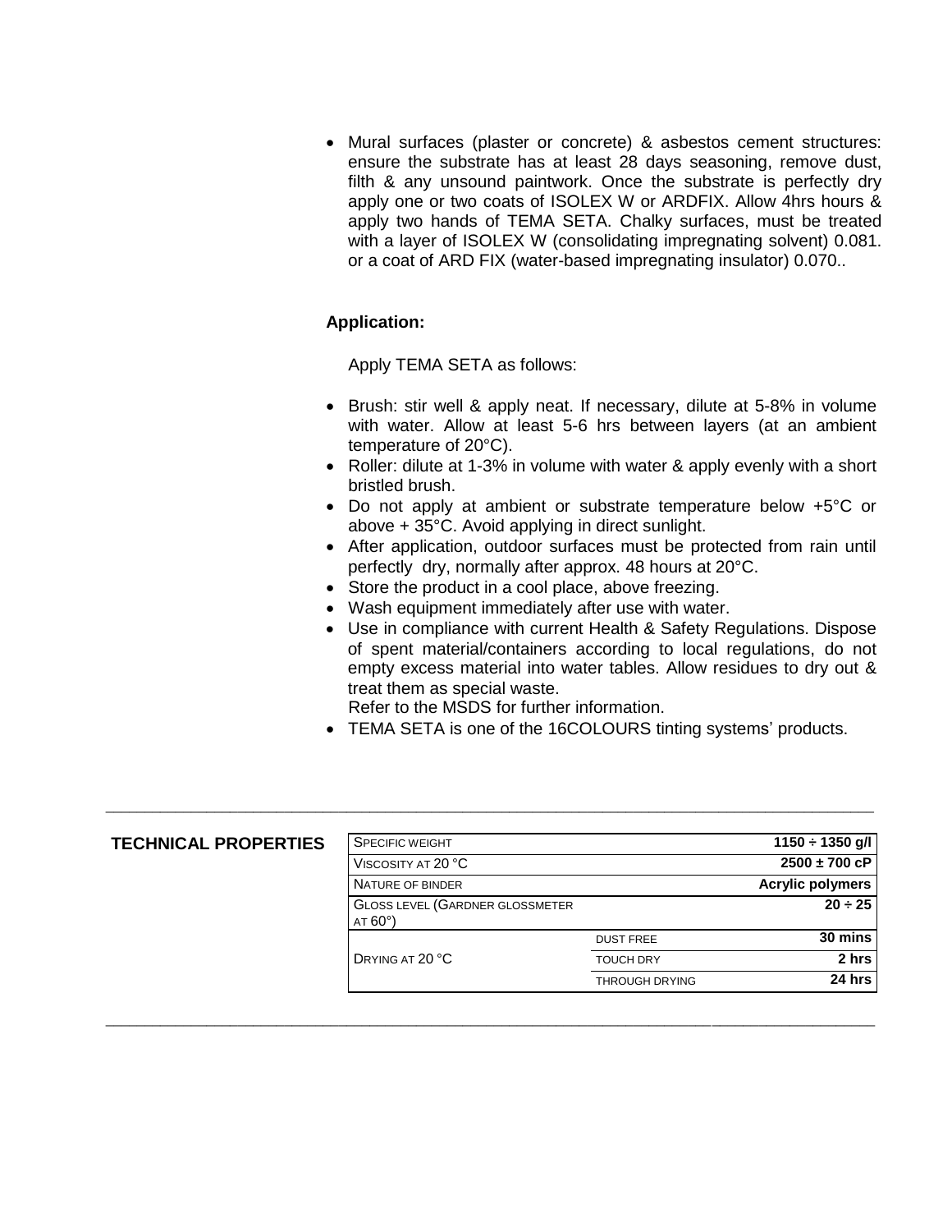- Mural surfaces (plaster or concrete) & asbestos cement structures: ensure the substrate has at least 28 days seasoning, remove dust, filth & any unsound paintwork. Once the substrate is perfectly dry apply one or two coats of ISOLEX W or ARDFIX. Allow 4hrs hours & apply two hands of TEMA SETA. Chalky surfaces, must be treated with a layer of ISOLEX W (consolidating impregnating solvent) 0.081. or a coat of ARD FIX (water-based impregnating insulator) 0.070..

**Application:**

Apply TEMA SETA as follows:

- Brush: stir well & apply neat. If necessary, dilute at 5-8% in volume with water. Allow at least 5-6 hrs between layers (at an ambient temperature of 20°C).
- Roller: dilute at 1-3% in volume with water & apply evenly with a short bristled brush.
- Do not apply at ambient or substrate temperature below +5°C or above + 35°C. Avoid applying in direct sunlight.
- After application, outdoor surfaces must be protected from rain until perfectly dry, normally after approx. 48 hours at 20°C.
- Store the product in a cool place, above freezing.
- Wash equipment immediately after use with water.
- Use in compliance with current Health & Safety Regulations. Dispose of spent material/containers according to local regulations, do not empty excess material into water tables. Allow residues to dry out & treat them as special waste.
  Refer to the MSDS for further information.
- TEMA SETA is one of the 16COLOURS tinting systems' products.

## TECHNICAL PROPERTIES

| Property | | Value |
|---|---|---|
| Specific weight | | **1150 ÷ 1350 g/l** |
| Viscosity at 20 °C | | **2500 ± 700 cP** |
| Nature of binder | | **Acrylic polymers** |
| Gloss level (Gardner glossmeter at 60°) | | **20 ÷ 25** |
| Drying at 20 °C | Dust free | **30 mins** |
| | Touch dry | **2 hrs** |
| | Through drying | **24 hrs** |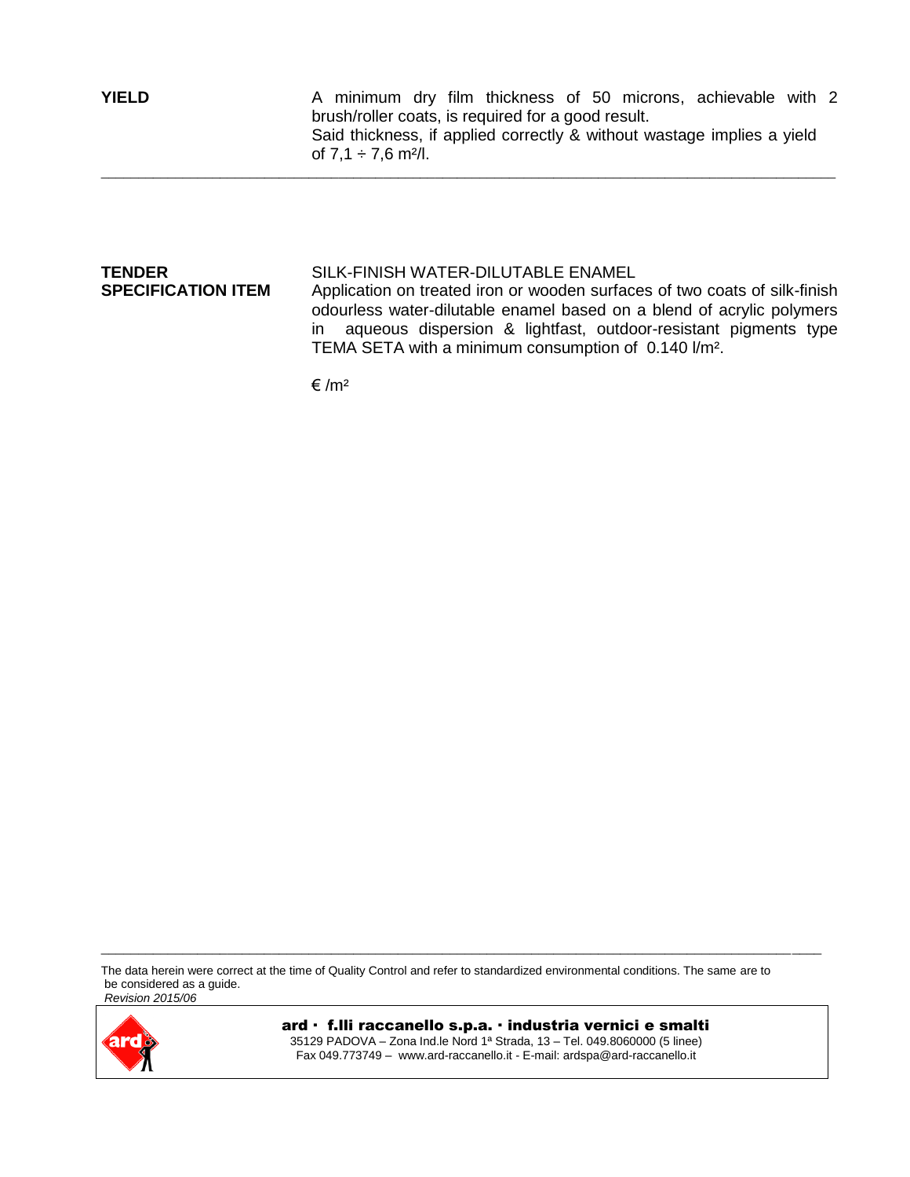**YIELD**

A minimum dry film thickness of 50 microns, achievable with 2 brush/roller coats, is required for a good result.
Said thickness, if applied correctly & without wastage implies a yield of 7,1 ÷ 7,6 m²/l.

---

**TENDER SPECIFICATION ITEM**

SILK-FINISH WATER-DILUTABLE ENAMEL
Application on treated iron or wooden surfaces of two coats of silk-finish odourless water-dilutable enamel based on a blend of acrylic polymers in aqueous dispersion & lightfast, outdoor-resistant pigments type TEMA SETA with a minimum consumption of 0.140 l/m².

€ /m²

---

The data herein were correct at the time of Quality Control and refer to standardized environmental conditions. The same are to be considered as a guide.
*Revision 2015/06*

**ard · f.lli raccanello s.p.a. · industria vernici e smalti**
35129 PADOVA – Zona Ind.le Nord 1ª Strada, 13 – Tel. 049.8060000 (5 linee)
Fax 049.773749 – www.ard-raccanello.it - E-mail: ardspa@ard-raccanello.it